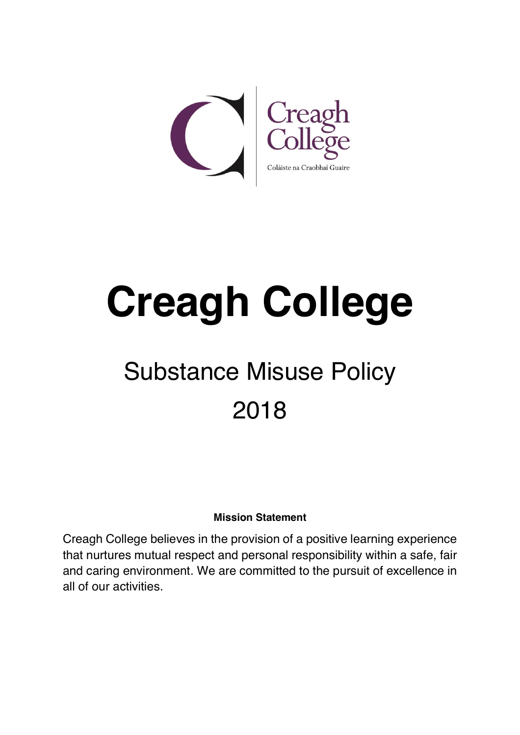Creagh College

Coláiste na Craobhaí Guaire

# Creagh College

## Substance Misuse Policy

## 2018

**Mission Statement**

Creagh College believes in the provision of a positive learning experience that nurtures mutual respect and personal responsibility within a safe, fair and caring environment. We are committed to the pursuit of excellence in all of our activities.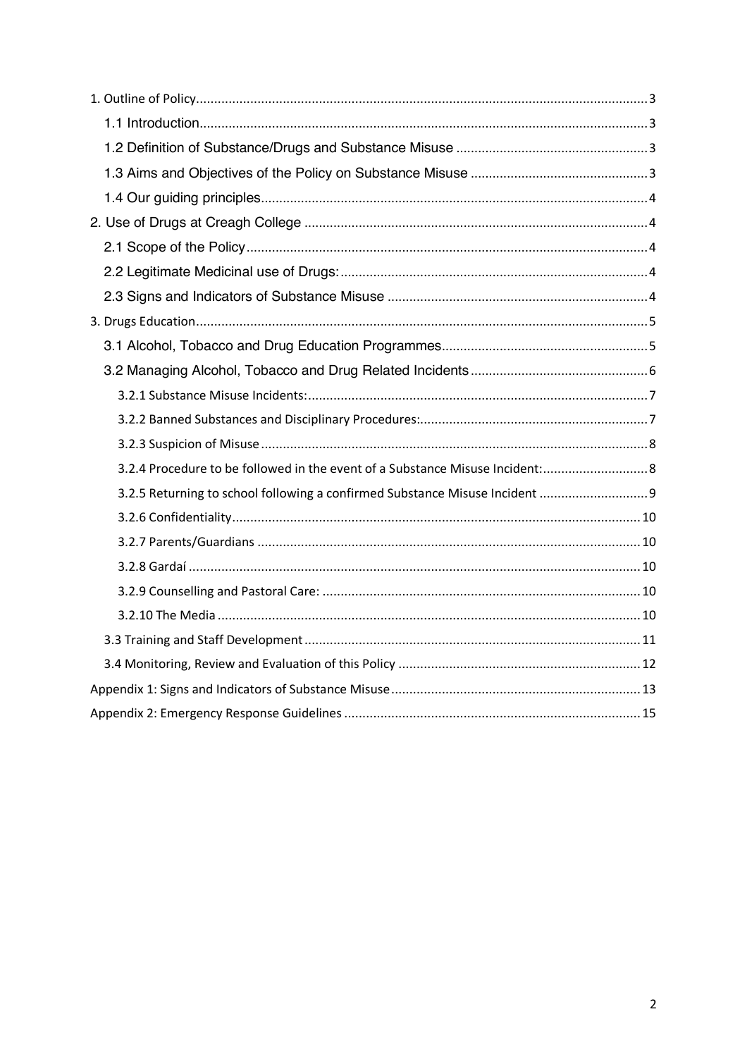1. Outline of Policy .......... 3
   - 1.1 Introduction .......... 3
   - 1.2 Definition of Substance/Drugs and Substance Misuse .......... 3
   - 1.3 Aims and Objectives of the Policy on Substance Misuse .......... 3
   - 1.4 Our guiding principles .......... 4

2. Use of Drugs at Creagh College .......... 4
   - 2.1 Scope of the Policy .......... 4
   - 2.2 Legitimate Medicinal use of Drugs: .......... 4
   - 2.3 Signs and Indicators of Substance Misuse .......... 4

3. Drugs Education .......... 5
   - 3.1 Alcohol, Tobacco and Drug Education Programmes .......... 5
   - 3.2 Managing Alcohol, Tobacco and Drug Related Incidents .......... 6
     - 3.2.1 Substance Misuse Incidents: .......... 7
     - 3.2.2 Banned Substances and Disciplinary Procedures: .......... 7
     - 3.2.3 Suspicion of Misuse .......... 8
     - 3.2.4 Procedure to be followed in the event of a Substance Misuse Incident: .......... 8
     - 3.2.5 Returning to school following a confirmed Substance Misuse Incident .......... 9
     - 3.2.6 Confidentiality .......... 10
     - 3.2.7 Parents/Guardians .......... 10
     - 3.2.8 Gardaí .......... 10
     - 3.2.9 Counselling and Pastoral Care: .......... 10
     - 3.2.10 The Media .......... 10
   - 3.3 Training and Staff Development .......... 11
   - 3.4 Monitoring, Review and Evaluation of this Policy .......... 12

Appendix 1: Signs and Indicators of Substance Misuse .......... 13

Appendix 2: Emergency Response Guidelines .......... 15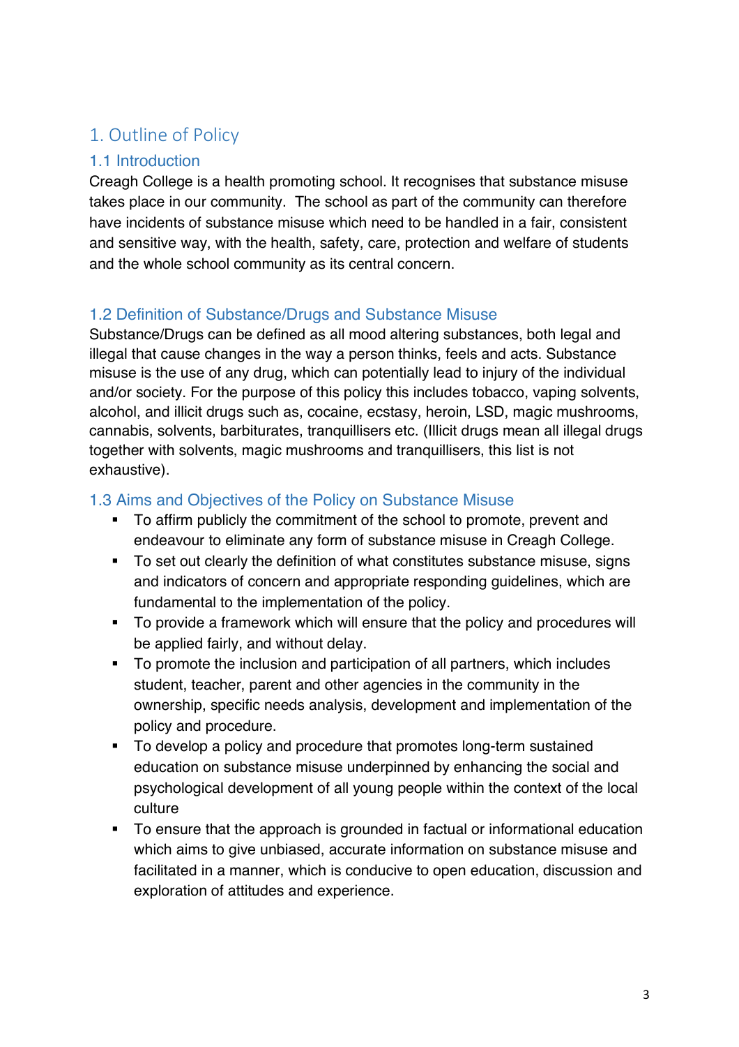# 1. Outline of Policy

## 1.1 Introduction

Creagh College is a health promoting school. It recognises that substance misuse takes place in our community. The school as part of the community can therefore have incidents of substance misuse which need to be handled in a fair, consistent and sensitive way, with the health, safety, care, protection and welfare of students and the whole school community as its central concern.

## 1.2 Definition of Substance/Drugs and Substance Misuse

Substance/Drugs can be defined as all mood altering substances, both legal and illegal that cause changes in the way a person thinks, feels and acts. Substance misuse is the use of any drug, which can potentially lead to injury of the individual and/or society. For the purpose of this policy this includes tobacco, vaping solvents, alcohol, and illicit drugs such as, cocaine, ecstasy, heroin, LSD, magic mushrooms, cannabis, solvents, barbiturates, tranquillisers etc. (Illicit drugs mean all illegal drugs together with solvents, magic mushrooms and tranquillisers, this list is not exhaustive).

## 1.3 Aims and Objectives of the Policy on Substance Misuse

- To affirm publicly the commitment of the school to promote, prevent and endeavour to eliminate any form of substance misuse in Creagh College.
- To set out clearly the definition of what constitutes substance misuse, signs and indicators of concern and appropriate responding guidelines, which are fundamental to the implementation of the policy.
- To provide a framework which will ensure that the policy and procedures will be applied fairly, and without delay.
- To promote the inclusion and participation of all partners, which includes student, teacher, parent and other agencies in the community in the ownership, specific needs analysis, development and implementation of the policy and procedure.
- To develop a policy and procedure that promotes long-term sustained education on substance misuse underpinned by enhancing the social and psychological development of all young people within the context of the local culture
- To ensure that the approach is grounded in factual or informational education which aims to give unbiased, accurate information on substance misuse and facilitated in a manner, which is conducive to open education, discussion and exploration of attitudes and experience.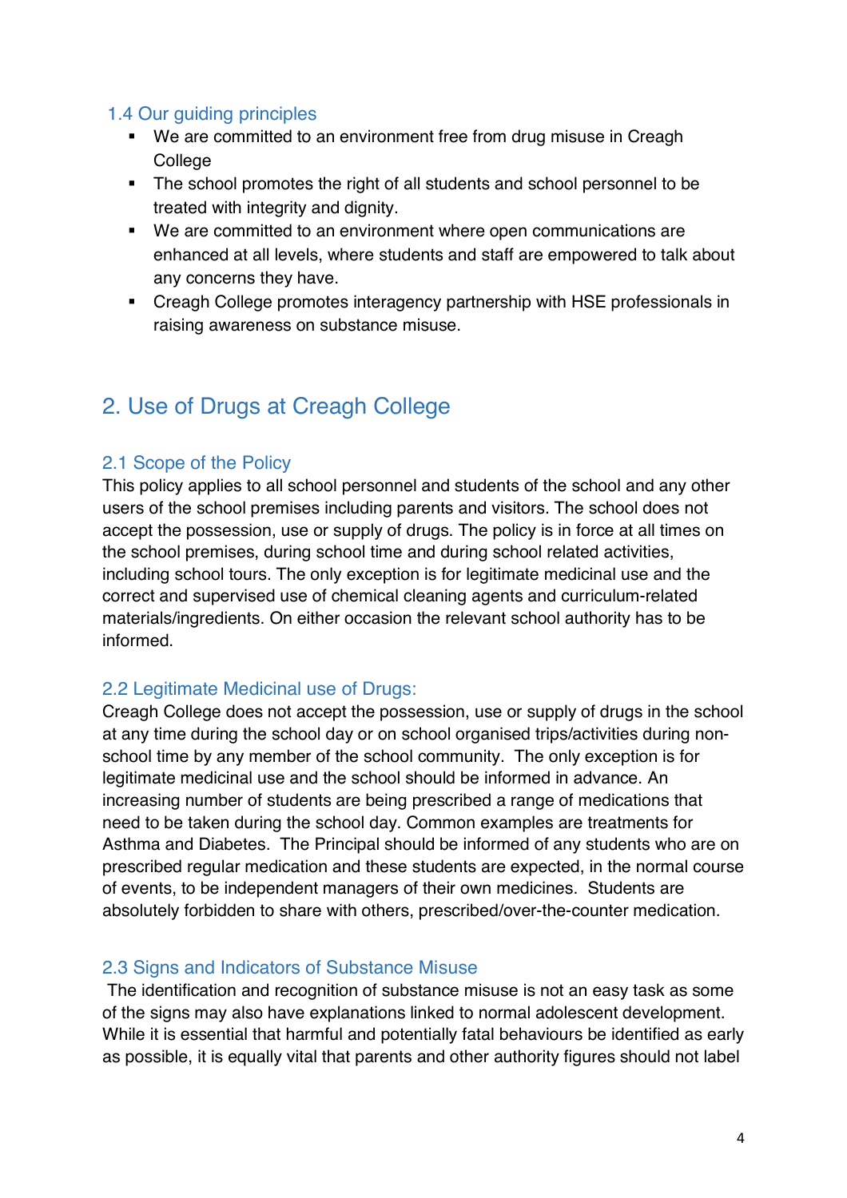### 1.4 Our guiding principles

- We are committed to an environment free from drug misuse in Creagh College
- The school promotes the right of all students and school personnel to be treated with integrity and dignity.
- We are committed to an environment where open communications are enhanced at all levels, where students and staff are empowered to talk about any concerns they have.
- Creagh College promotes interagency partnership with HSE professionals in raising awareness on substance misuse.

## 2. Use of Drugs at Creagh College

### 2.1 Scope of the Policy

This policy applies to all school personnel and students of the school and any other users of the school premises including parents and visitors. The school does not accept the possession, use or supply of drugs. The policy is in force at all times on the school premises, during school time and during school related activities, including school tours. The only exception is for legitimate medicinal use and the correct and supervised use of chemical cleaning agents and curriculum-related materials/ingredients. On either occasion the relevant school authority has to be informed.

### 2.2 Legitimate Medicinal use of Drugs:

Creagh College does not accept the possession, use or supply of drugs in the school at any time during the school day or on school organised trips/activities during non-school time by any member of the school community. The only exception is for legitimate medicinal use and the school should be informed in advance. An increasing number of students are being prescribed a range of medications that need to be taken during the school day. Common examples are treatments for Asthma and Diabetes. The Principal should be informed of any students who are on prescribed regular medication and these students are expected, in the normal course of events, to be independent managers of their own medicines. Students are absolutely forbidden to share with others, prescribed/over-the-counter medication.

### 2.3 Signs and Indicators of Substance Misuse

The identification and recognition of substance misuse is not an easy task as some of the signs may also have explanations linked to normal adolescent development. While it is essential that harmful and potentially fatal behaviours be identified as early as possible, it is equally vital that parents and other authority figures should not label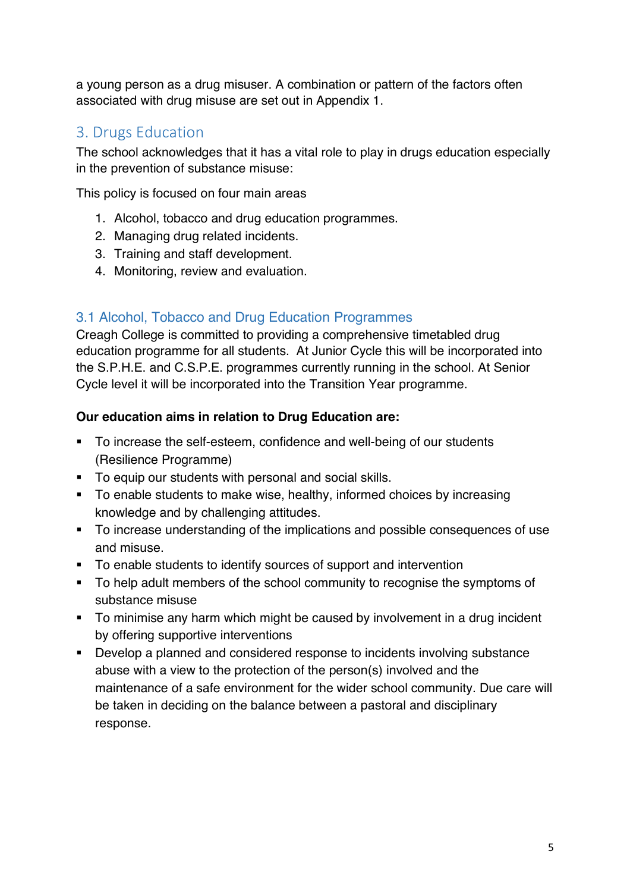a young person as a drug misuser. A combination or pattern of the factors often associated with drug misuse are set out in Appendix 1.

## 3. Drugs Education

The school acknowledges that it has a vital role to play in drugs education especially in the prevention of substance misuse:

This policy is focused on four main areas

1. Alcohol, tobacco and drug education programmes.
2. Managing drug related incidents.
3. Training and staff development.
4. Monitoring, review and evaluation.

### 3.1 Alcohol, Tobacco and Drug Education Programmes

Creagh College is committed to providing a comprehensive timetabled drug education programme for all students. At Junior Cycle this will be incorporated into the S.P.H.E. and C.S.P.E. programmes currently running in the school. At Senior Cycle level it will be incorporated into the Transition Year programme.

**Our education aims in relation to Drug Education are:**

- To increase the self-esteem, confidence and well-being of our students (Resilience Programme)
- To equip our students with personal and social skills.
- To enable students to make wise, healthy, informed choices by increasing knowledge and by challenging attitudes.
- To increase understanding of the implications and possible consequences of use and misuse.
- To enable students to identify sources of support and intervention
- To help adult members of the school community to recognise the symptoms of substance misuse
- To minimise any harm which might be caused by involvement in a drug incident by offering supportive interventions
- Develop a planned and considered response to incidents involving substance abuse with a view to the protection of the person(s) involved and the maintenance of a safe environment for the wider school community. Due care will be taken in deciding on the balance between a pastoral and disciplinary response.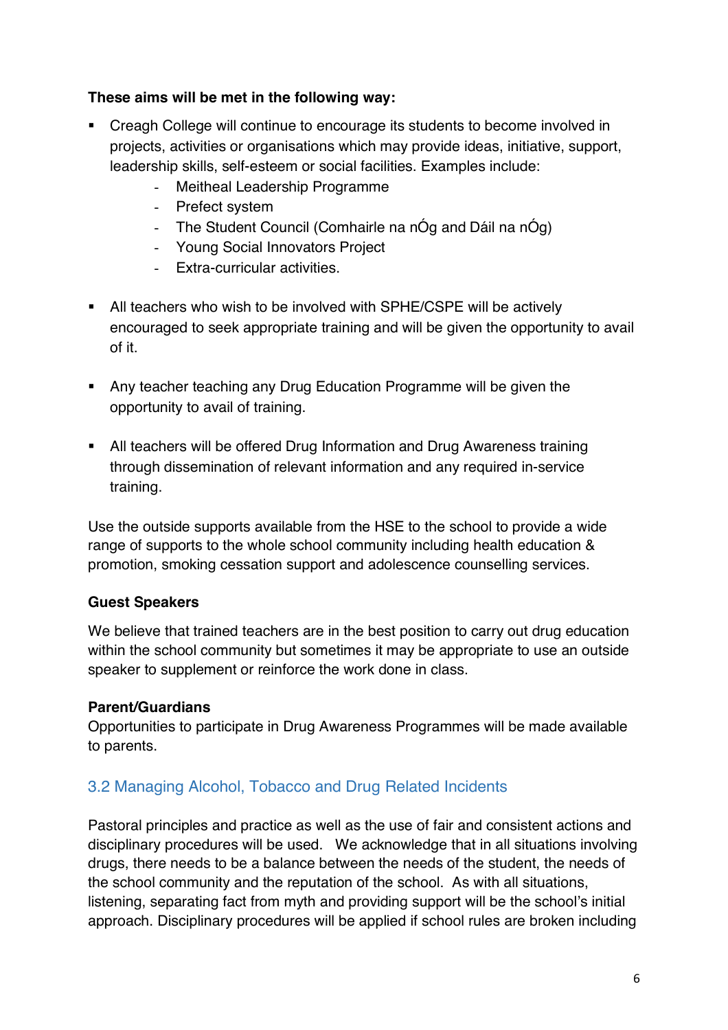**These aims will be met in the following way:**

- Creagh College will continue to encourage its students to become involved in projects, activities or organisations which may provide ideas, initiative, support, leadership skills, self-esteem or social facilities. Examples include:
  - Meitheal Leadership Programme
  - Prefect system
  - The Student Council (Comhairle na nÓg and Dáil na nÓg)
  - Young Social Innovators Project
  - Extra-curricular activities.

- All teachers who wish to be involved with SPHE/CSPE will be actively encouraged to seek appropriate training and will be given the opportunity to avail of it.

- Any teacher teaching any Drug Education Programme will be given the opportunity to avail of training.

- All teachers will be offered Drug Information and Drug Awareness training through dissemination of relevant information and any required in-service training.

Use the outside supports available from the HSE to the school to provide a wide range of supports to the whole school community including health education & promotion, smoking cessation support and adolescence counselling services.

**Guest Speakers**

We believe that trained teachers are in the best position to carry out drug education within the school community but sometimes it may be appropriate to use an outside speaker to supplement or reinforce the work done in class.

**Parent/Guardians**

Opportunities to participate in Drug Awareness Programmes will be made available to parents.

## 3.2 Managing Alcohol, Tobacco and Drug Related Incidents

Pastoral principles and practice as well as the use of fair and consistent actions and disciplinary procedures will be used. We acknowledge that in all situations involving drugs, there needs to be a balance between the needs of the student, the needs of the school community and the reputation of the school. As with all situations, listening, separating fact from myth and providing support will be the school's initial approach. Disciplinary procedures will be applied if school rules are broken including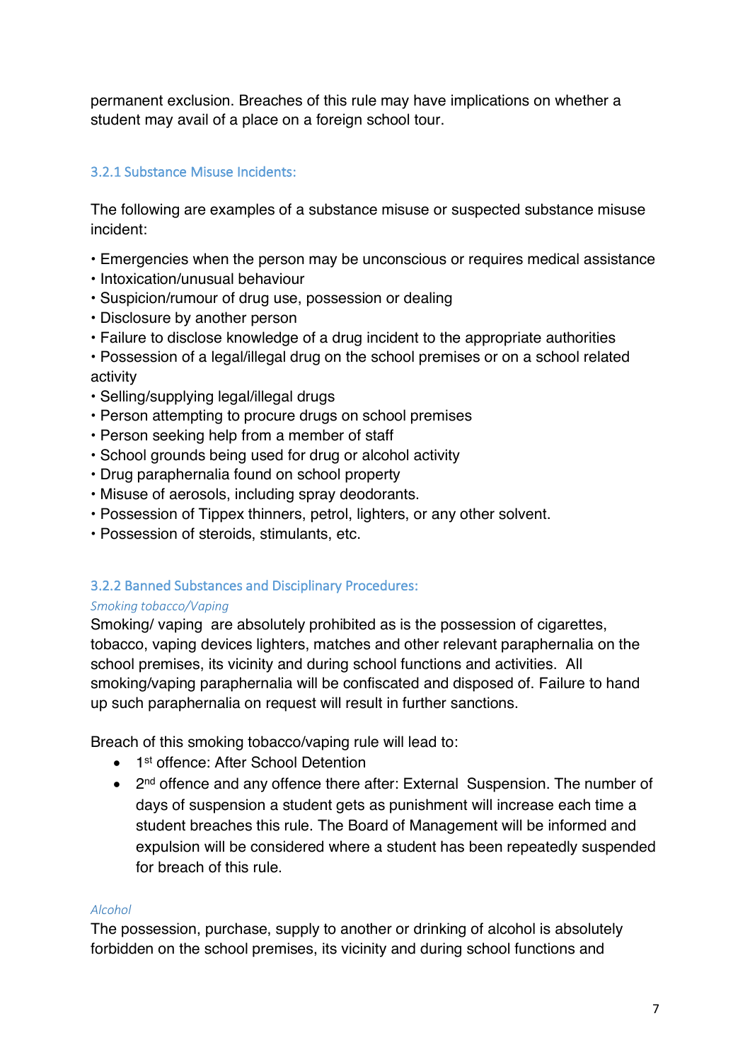permanent exclusion. Breaches of this rule may have implications on whether a student may avail of a place on a foreign school tour.

### 3.2.1 Substance Misuse Incidents:

The following are examples of a substance misuse or suspected substance misuse incident:

- Emergencies when the person may be unconscious or requires medical assistance
- Intoxication/unusual behaviour
- Suspicion/rumour of drug use, possession or dealing
- Disclosure by another person
- Failure to disclose knowledge of a drug incident to the appropriate authorities
- Possession of a legal/illegal drug on the school premises or on a school related activity
- Selling/supplying legal/illegal drugs
- Person attempting to procure drugs on school premises
- Person seeking help from a member of staff
- School grounds being used for drug or alcohol activity
- Drug paraphernalia found on school property
- Misuse of aerosols, including spray deodorants.
- Possession of Tippex thinners, petrol, lighters, or any other solvent.
- Possession of steroids, stimulants, etc.

### 3.2.2 Banned Substances and Disciplinary Procedures:

*Smoking tobacco/Vaping*

Smoking/ vaping are absolutely prohibited as is the possession of cigarettes, tobacco, vaping devices lighters, matches and other relevant paraphernalia on the school premises, its vicinity and during school functions and activities. All smoking/vaping paraphernalia will be confiscated and disposed of. Failure to hand up such paraphernalia on request will result in further sanctions.

Breach of this smoking tobacco/vaping rule will lead to:

- 1st offence: After School Detention
- 2nd offence and any offence there after: External Suspension. The number of days of suspension a student gets as punishment will increase each time a student breaches this rule. The Board of Management will be informed and expulsion will be considered where a student has been repeatedly suspended for breach of this rule.

*Alcohol*

The possession, purchase, supply to another or drinking of alcohol is absolutely forbidden on the school premises, its vicinity and during school functions and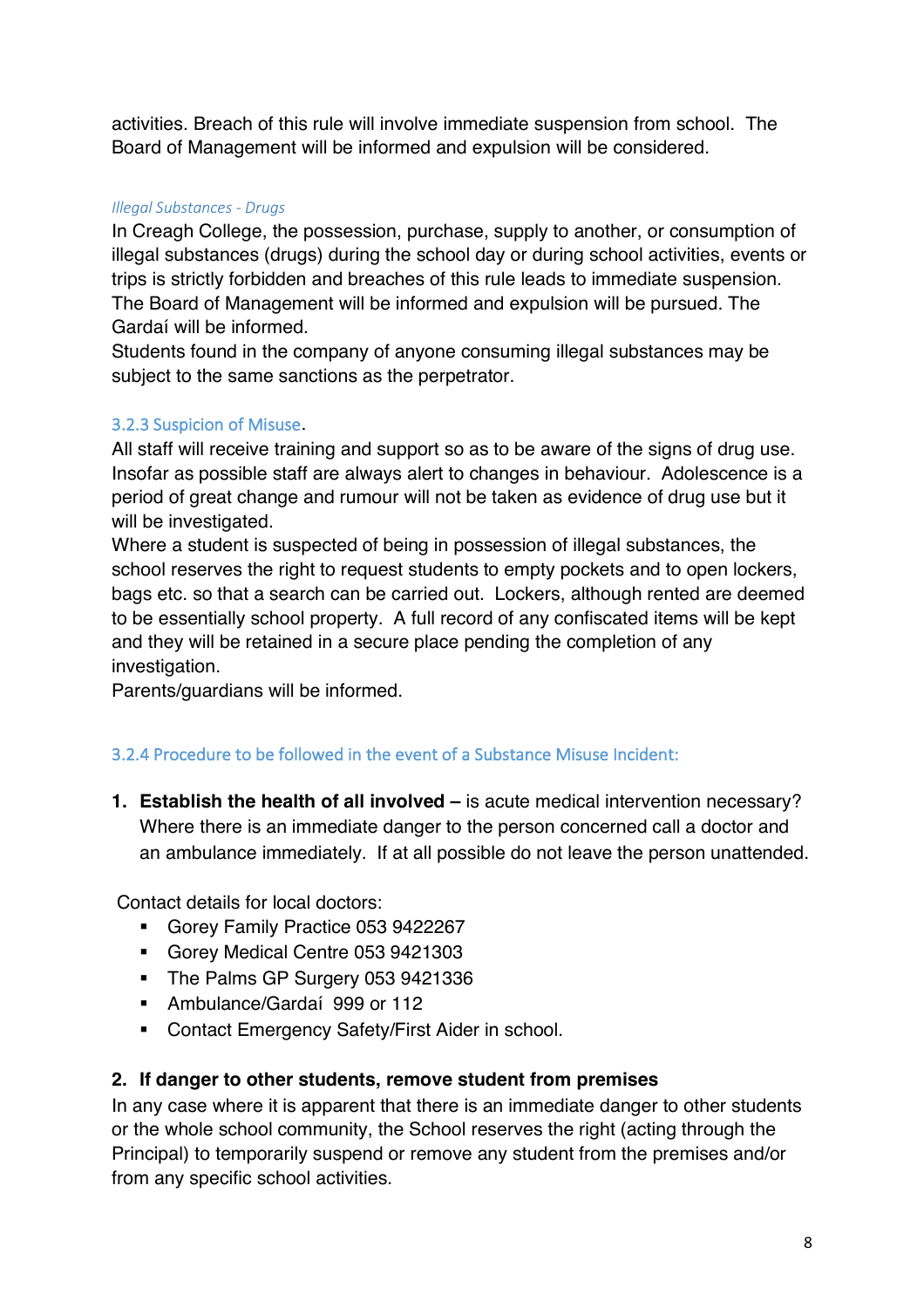activities. Breach of this rule will involve immediate suspension from school. The Board of Management will be informed and expulsion will be considered.

*Illegal Substances - Drugs*

In Creagh College, the possession, purchase, supply to another, or consumption of illegal substances (drugs) during the school day or during school activities, events or trips is strictly forbidden and breaches of this rule leads to immediate suspension. The Board of Management will be informed and expulsion will be pursued. The Gardaí will be informed.

Students found in the company of anyone consuming illegal substances may be subject to the same sanctions as the perpetrator.

### 3.2.3 Suspicion of Misuse.

All staff will receive training and support so as to be aware of the signs of drug use. Insofar as possible staff are always alert to changes in behaviour. Adolescence is a period of great change and rumour will not be taken as evidence of drug use but it will be investigated.

Where a student is suspected of being in possession of illegal substances, the school reserves the right to request students to empty pockets and to open lockers, bags etc. so that a search can be carried out. Lockers, although rented are deemed to be essentially school property. A full record of any confiscated items will be kept and they will be retained in a secure place pending the completion of any investigation.

Parents/guardians will be informed.

### 3.2.4 Procedure to be followed in the event of a Substance Misuse Incident:

1. **Establish the health of all involved –** is acute medical intervention necessary? Where there is an immediate danger to the person concerned call a doctor and an ambulance immediately. If at all possible do not leave the person unattended.

Contact details for local doctors:

- Gorey Family Practice 053 9422267
- Gorey Medical Centre 053 9421303
- The Palms GP Surgery 053 9421336
- Ambulance/Gardaí 999 or 112
- Contact Emergency Safety/First Aider in school.

2. **If danger to other students, remove student from premises**

In any case where it is apparent that there is an immediate danger to other students or the whole school community, the School reserves the right (acting through the Principal) to temporarily suspend or remove any student from the premises and/or from any specific school activities.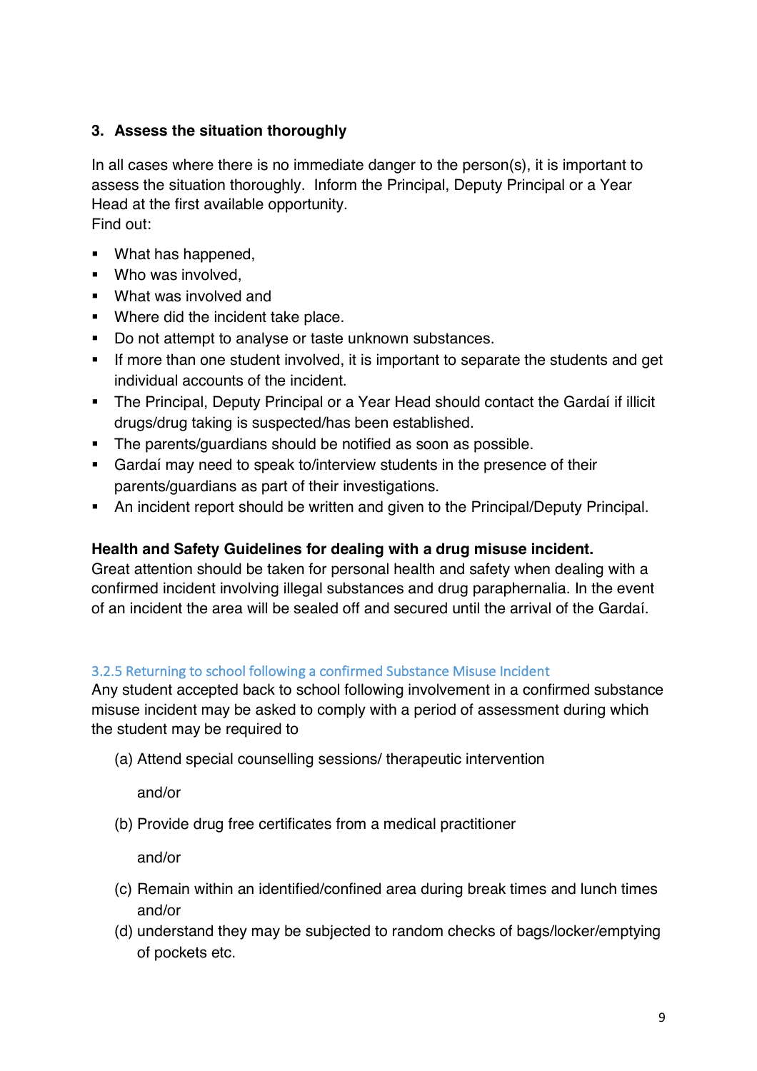### 3. Assess the situation thoroughly

In all cases where there is no immediate danger to the person(s), it is important to assess the situation thoroughly. Inform the Principal, Deputy Principal or a Year Head at the first available opportunity.
Find out:

- What has happened,
- Who was involved,
- What was involved and
- Where did the incident take place.
- Do not attempt to analyse or taste unknown substances.
- If more than one student involved, it is important to separate the students and get individual accounts of the incident.
- The Principal, Deputy Principal or a Year Head should contact the Gardaí if illicit drugs/drug taking is suspected/has been established.
- The parents/guardians should be notified as soon as possible.
- Gardaí may need to speak to/interview students in the presence of their parents/guardians as part of their investigations.
- An incident report should be written and given to the Principal/Deputy Principal.

**Health and Safety Guidelines for dealing with a drug misuse incident.**
Great attention should be taken for personal health and safety when dealing with a confirmed incident involving illegal substances and drug paraphernalia. In the event of an incident the area will be sealed off and secured until the arrival of the Gardaí.

#### 3.2.5 Returning to school following a confirmed Substance Misuse Incident

Any student accepted back to school following involvement in a confirmed substance misuse incident may be asked to comply with a period of assessment during which the student may be required to

(a) Attend special counselling sessions/ therapeutic intervention

and/or

(b) Provide drug free certificates from a medical practitioner

and/or

(c) Remain within an identified/confined area during break times and lunch times and/or

(d) understand they may be subjected to random checks of bags/locker/emptying of pockets etc.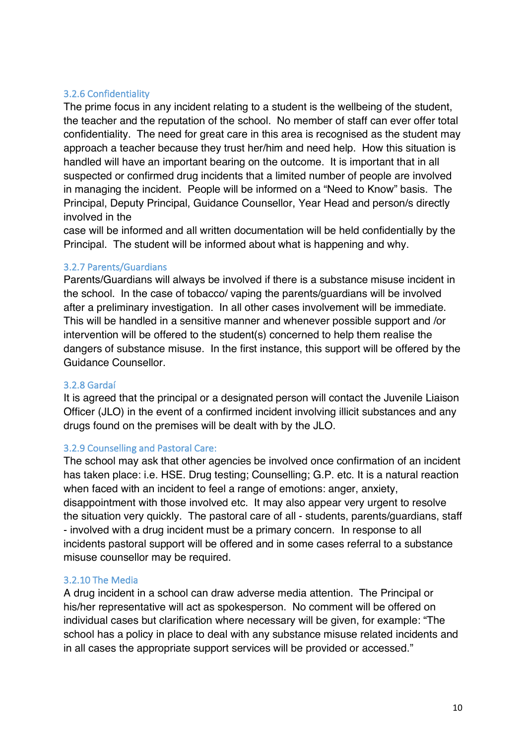### 3.2.6 Confidentiality

The prime focus in any incident relating to a student is the wellbeing of the student, the teacher and the reputation of the school. No member of staff can ever offer total confidentiality. The need for great care in this area is recognised as the student may approach a teacher because they trust her/him and need help. How this situation is handled will have an important bearing on the outcome. It is important that in all suspected or confirmed drug incidents that a limited number of people are involved in managing the incident. People will be informed on a "Need to Know" basis. The Principal, Deputy Principal, Guidance Counsellor, Year Head and person/s directly involved in the case will be informed and all written documentation will be held confidentially by the Principal. The student will be informed about what is happening and why.

### 3.2.7 Parents/Guardians

Parents/Guardians will always be involved if there is a substance misuse incident in the school. In the case of tobacco/ vaping the parents/guardians will be involved after a preliminary investigation. In all other cases involvement will be immediate. This will be handled in a sensitive manner and whenever possible support and /or intervention will be offered to the student(s) concerned to help them realise the dangers of substance misuse. In the first instance, this support will be offered by the Guidance Counsellor.

### 3.2.8 Gardaí

It is agreed that the principal or a designated person will contact the Juvenile Liaison Officer (JLO) in the event of a confirmed incident involving illicit substances and any drugs found on the premises will be dealt with by the JLO.

### 3.2.9 Counselling and Pastoral Care:

The school may ask that other agencies be involved once confirmation of an incident has taken place: i.e. HSE. Drug testing; Counselling; G.P. etc. It is a natural reaction when faced with an incident to feel a range of emotions: anger, anxiety, disappointment with those involved etc. It may also appear very urgent to resolve the situation very quickly. The pastoral care of all - students, parents/guardians, staff - involved with a drug incident must be a primary concern. In response to all incidents pastoral support will be offered and in some cases referral to a substance misuse counsellor may be required.

### 3.2.10 The Media

A drug incident in a school can draw adverse media attention. The Principal or his/her representative will act as spokesperson. No comment will be offered on individual cases but clarification where necessary will be given, for example: "The school has a policy in place to deal with any substance misuse related incidents and in all cases the appropriate support services will be provided or accessed."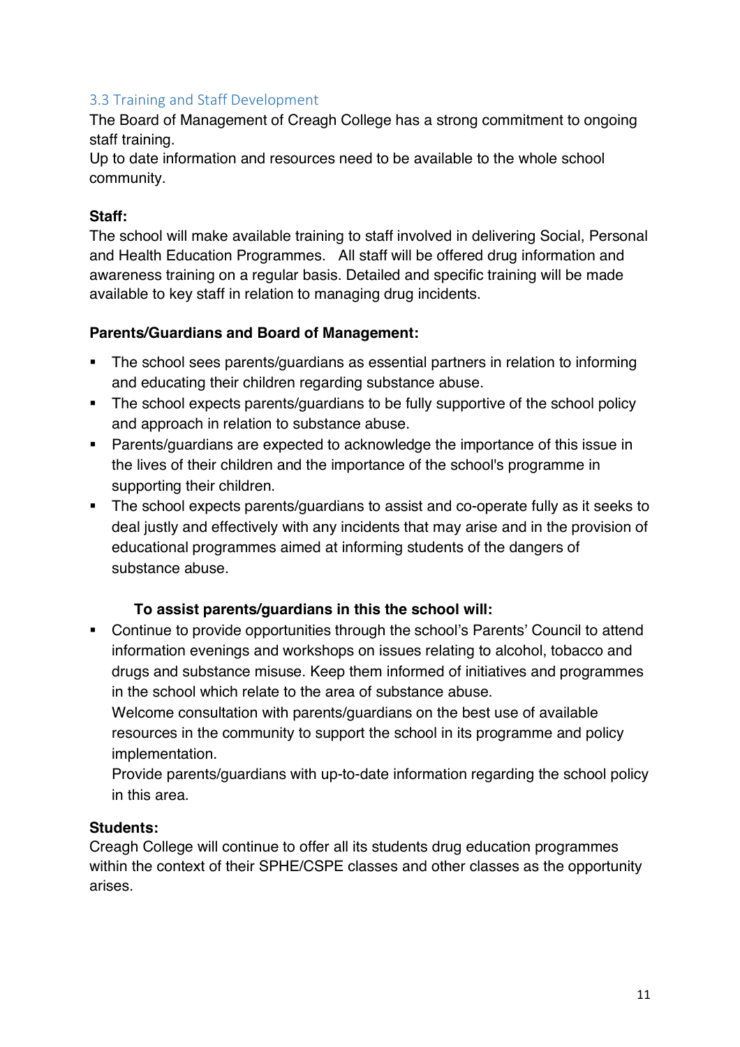### 3.3 Training and Staff Development

The Board of Management of Creagh College has a strong commitment to ongoing staff training.

Up to date information and resources need to be available to the whole school community.

**Staff:**

The school will make available training to staff involved in delivering Social, Personal and Health Education Programmes. All staff will be offered drug information and awareness training on a regular basis. Detailed and specific training will be made available to key staff in relation to managing drug incidents.

**Parents/Guardians and Board of Management:**

- The school sees parents/guardians as essential partners in relation to informing and educating their children regarding substance abuse.
- The school expects parents/guardians to be fully supportive of the school policy and approach in relation to substance abuse.
- Parents/guardians are expected to acknowledge the importance of this issue in the lives of their children and the importance of the school's programme in supporting their children.
- The school expects parents/guardians to assist and co-operate fully as it seeks to deal justly and effectively with any incidents that may arise and in the provision of educational programmes aimed at informing students of the dangers of substance abuse.

**To assist parents/guardians in this the school will:**

- Continue to provide opportunities through the school's Parents' Council to attend information evenings and workshops on issues relating to alcohol, tobacco and drugs and substance misuse. Keep them informed of initiatives and programmes in the school which relate to the area of substance abuse.
  Welcome consultation with parents/guardians on the best use of available resources in the community to support the school in its programme and policy implementation.
  Provide parents/guardians with up-to-date information regarding the school policy in this area.

**Students:**

Creagh College will continue to offer all its students drug education programmes within the context of their SPHE/CSPE classes and other classes as the opportunity arises.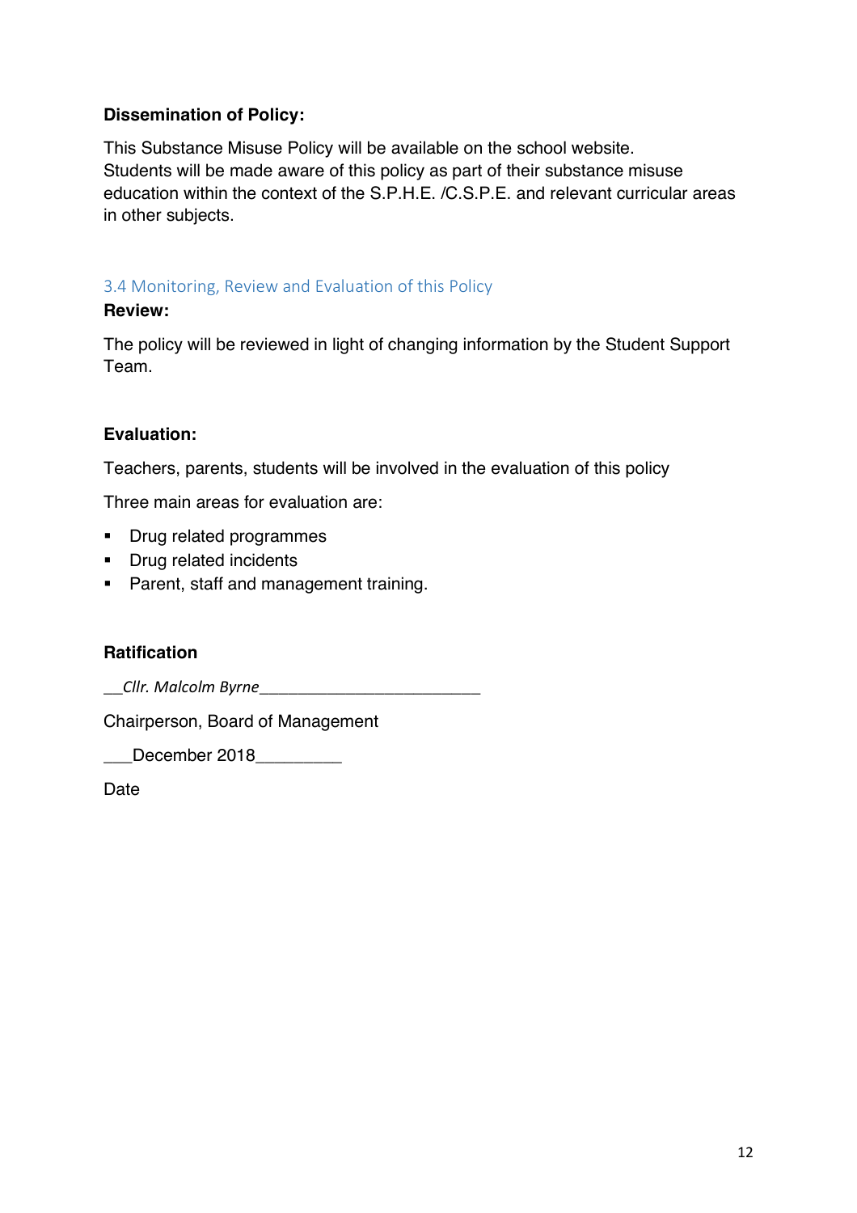**Dissemination of Policy:**

This Substance Misuse Policy will be available on the school website. Students will be made aware of this policy as part of their substance misuse education within the context of the S.P.H.E. /C.S.P.E. and relevant curricular areas in other subjects.

### 3.4 Monitoring, Review and Evaluation of this Policy

**Review:**

The policy will be reviewed in light of changing information by the Student Support Team.

**Evaluation:**

Teachers, parents, students will be involved in the evaluation of this policy

Three main areas for evaluation are:

- Drug related programmes
- Drug related incidents
- Parent, staff and management training.

**Ratification**

__*Cllr. Malcolm Byrne*_________________________

Chairperson, Board of Management

___December 2018_________

Date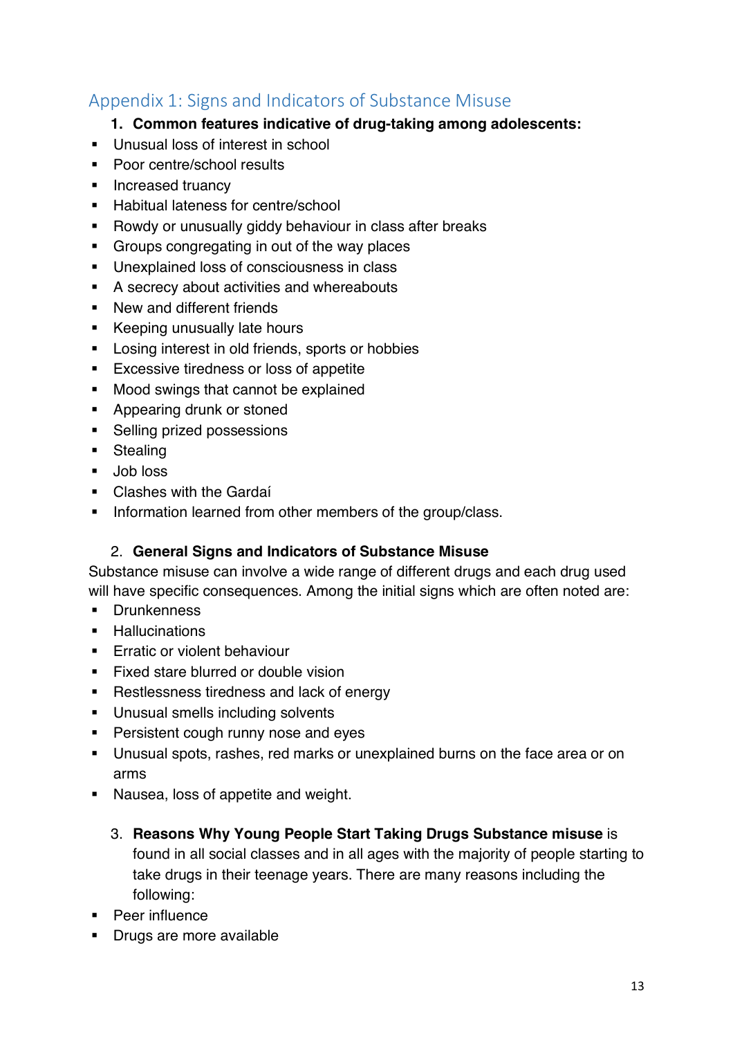## Appendix 1: Signs and Indicators of Substance Misuse

1. **Common features indicative of drug-taking among adolescents:**

- Unusual loss of interest in school
- Poor centre/school results
- Increased truancy
- Habitual lateness for centre/school
- Rowdy or unusually giddy behaviour in class after breaks
- Groups congregating in out of the way places
- Unexplained loss of consciousness in class
- A secrecy about activities and whereabouts
- New and different friends
- Keeping unusually late hours
- Losing interest in old friends, sports or hobbies
- Excessive tiredness or loss of appetite
- Mood swings that cannot be explained
- Appearing drunk or stoned
- Selling prized possessions
- Stealing
- Job loss
- Clashes with the Gardaí
- Information learned from other members of the group/class.

2. **General Signs and Indicators of Substance Misuse**

Substance misuse can involve a wide range of different drugs and each drug used will have specific consequences. Among the initial signs which are often noted are:

- Drunkenness
- Hallucinations
- Erratic or violent behaviour
- Fixed stare blurred or double vision
- Restlessness tiredness and lack of energy
- Unusual smells including solvents
- Persistent cough runny nose and eyes
- Unusual spots, rashes, red marks or unexplained burns on the face area or on arms
- Nausea, loss of appetite and weight.

3. **Reasons Why Young People Start Taking Drugs Substance misuse** is found in all social classes and in all ages with the majority of people starting to take drugs in their teenage years. There are many reasons including the following:

- Peer influence
- Drugs are more available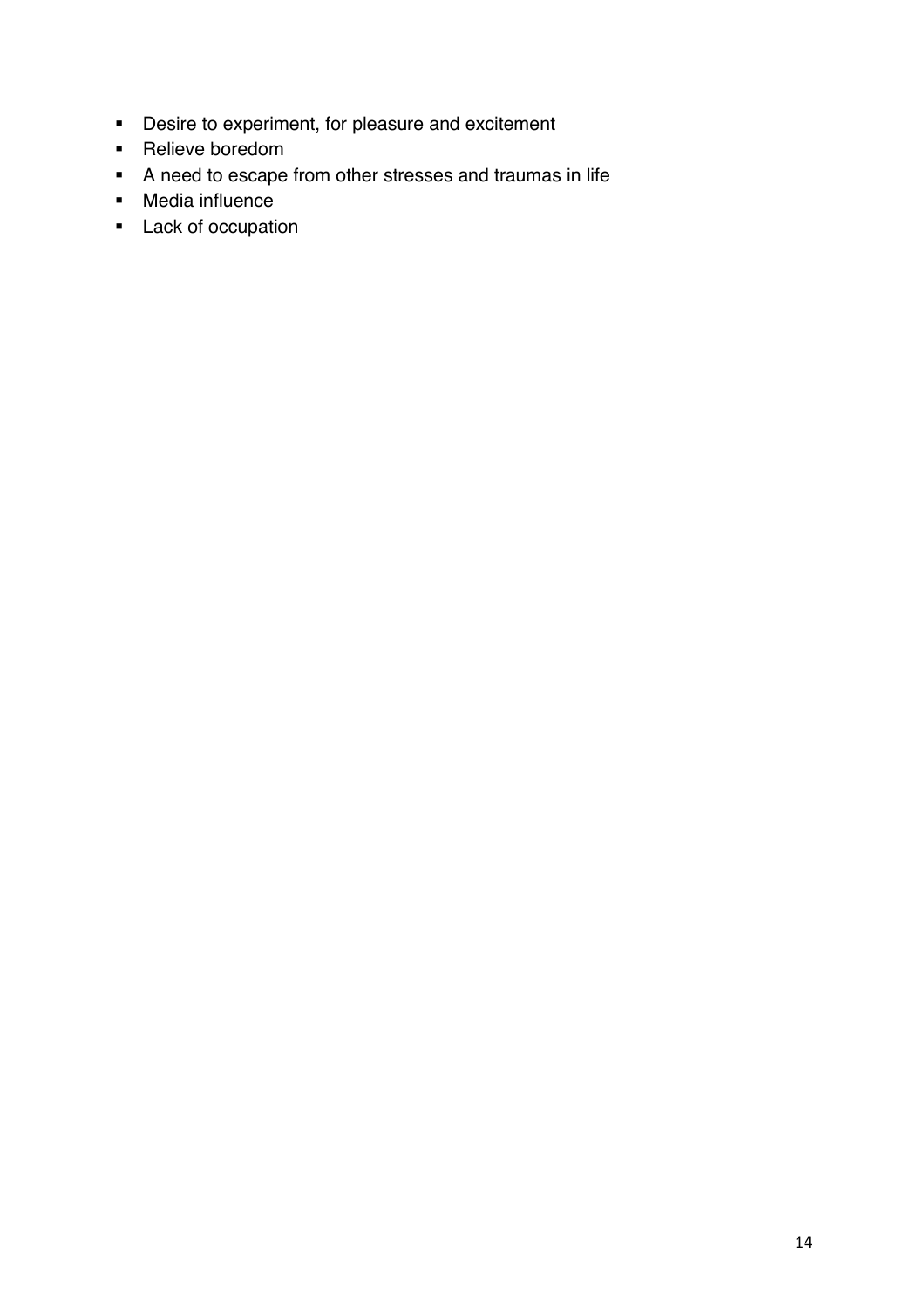- Desire to experiment, for pleasure and excitement
- Relieve boredom
- A need to escape from other stresses and traumas in life
- Media influence
- Lack of occupation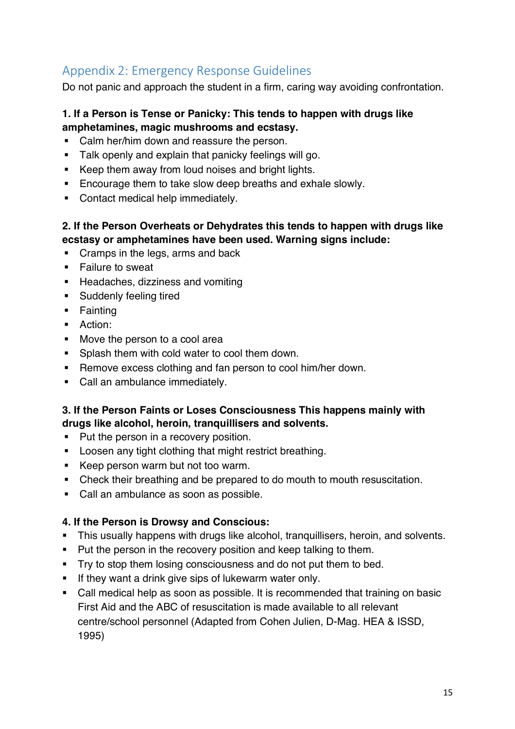## Appendix 2: Emergency Response Guidelines

Do not panic and approach the student in a firm, caring way avoiding confrontation.

**1. If a Person is Tense or Panicky: This tends to happen with drugs like amphetamines, magic mushrooms and ecstasy.**

- Calm her/him down and reassure the person.
- Talk openly and explain that panicky feelings will go.
- Keep them away from loud noises and bright lights.
- Encourage them to take slow deep breaths and exhale slowly.
- Contact medical help immediately.

**2. If the Person Overheats or Dehydrates this tends to happen with drugs like ecstasy or amphetamines have been used. Warning signs include:**

- Cramps in the legs, arms and back
- Failure to sweat
- Headaches, dizziness and vomiting
- Suddenly feeling tired
- Fainting
- Action:
- Move the person to a cool area
- Splash them with cold water to cool them down.
- Remove excess clothing and fan person to cool him/her down.
- Call an ambulance immediately.

**3. If the Person Faints or Loses Consciousness This happens mainly with drugs like alcohol, heroin, tranquillisers and solvents.**

- Put the person in a recovery position.
- Loosen any tight clothing that might restrict breathing.
- Keep person warm but not too warm.
- Check their breathing and be prepared to do mouth to mouth resuscitation.
- Call an ambulance as soon as possible.

**4. If the Person is Drowsy and Conscious:**

- This usually happens with drugs like alcohol, tranquillisers, heroin, and solvents.
- Put the person in the recovery position and keep talking to them.
- Try to stop them losing consciousness and do not put them to bed.
- If they want a drink give sips of lukewarm water only.
- Call medical help as soon as possible. It is recommended that training on basic First Aid and the ABC of resuscitation is made available to all relevant centre/school personnel (Adapted from Cohen Julien, D-Mag. HEA & ISSD, 1995)